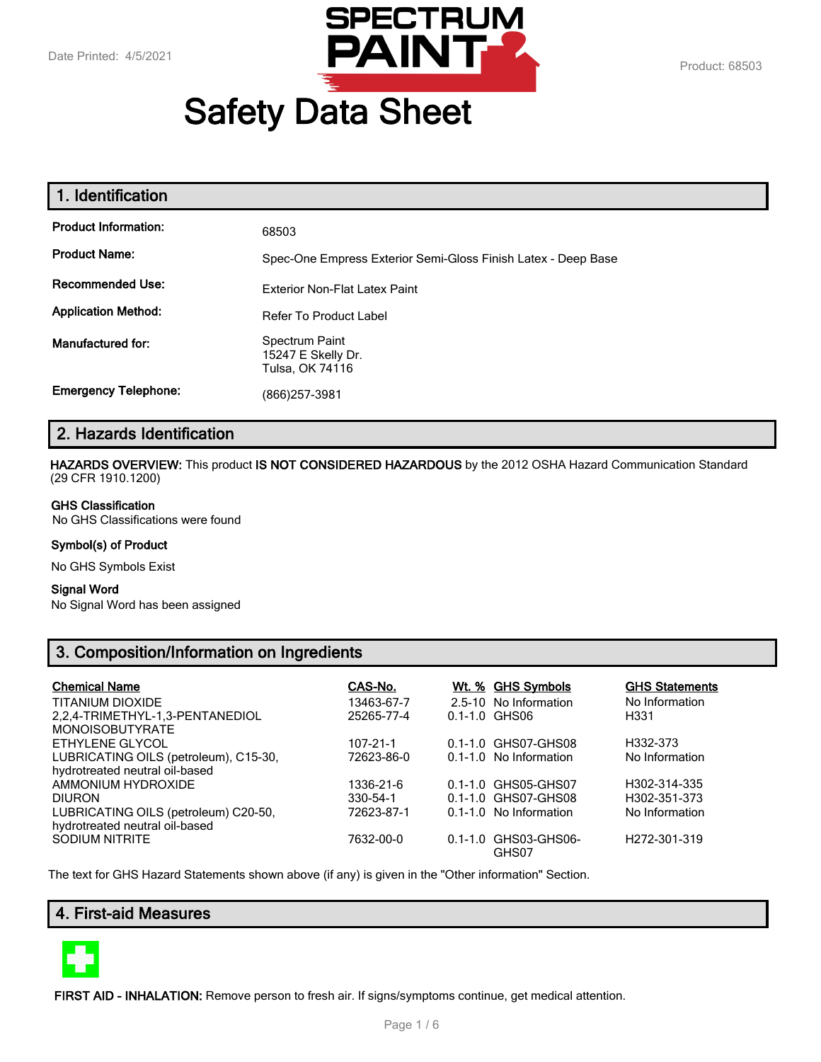Date Printed: 4/5/2021

Product: 68503

# Safety Data Sheet

## 1. Identification

| | |
|---|---|
| **Product Information:** | 68503 |
| **Product Name:** | Spec-One Empress Exterior Semi-Gloss Finish Latex - Deep Base |
| **Recommended Use:** | Exterior Non-Flat Latex Paint |
| **Application Method:** | Refer To Product Label |
| **Manufactured for:** | Spectrum Paint<br>15247 E Skelly Dr.<br>Tulsa, OK 74116 |
| **Emergency Telephone:** | (866)257-3981 |

## 2. Hazards Identification

**HAZARDS OVERVIEW:** This product **IS NOT CONSIDERED HAZARDOUS** by the 2012 OSHA Hazard Communication Standard (29 CFR 1910.1200)

**GHS Classification**

No GHS Classifications were found

**Symbol(s) of Product**

No GHS Symbols Exist

**Signal Word**

No Signal Word has been assigned

## 3. Composition/Information on Ingredients

| Chemical Name | CAS-No. | Wt. % | GHS Symbols | GHS Statements |
|---|---|---|---|---|
| TITANIUM DIOXIDE | 13463-67-7 | 2.5-10 | No Information | No Information |
| 2,2,4-TRIMETHYL-1,3-PENTANEDIOL MONOISOBUTYRATE | 25265-77-4 | 0.1-1.0 | GHS06 | H331 |
| ETHYLENE GLYCOL | 107-21-1 | 0.1-1.0 | GHS07-GHS08 | H332-373 |
| LUBRICATING OILS (petroleum), C15-30, hydrotreated neutral oil-based | 72623-86-0 | 0.1-1.0 | No Information | No Information |
| AMMONIUM HYDROXIDE | 1336-21-6 | 0.1-1.0 | GHS05-GHS07 | H302-314-335 |
| DIURON | 330-54-1 | 0.1-1.0 | GHS07-GHS08 | H302-351-373 |
| LUBRICATING OILS (petroleum) C20-50, hydrotreated neutral oil-based | 72623-87-1 | 0.1-1.0 | No Information | No Information |
| SODIUM NITRITE | 7632-00-0 | 0.1-1.0 | GHS03-GHS06-GHS07 | H272-301-319 |

The text for GHS Hazard Statements shown above (if any) is given in the "Other information" Section.

## 4. First-aid Measures

**FIRST AID - INHALATION:** Remove person to fresh air. If signs/symptoms continue, get medical attention.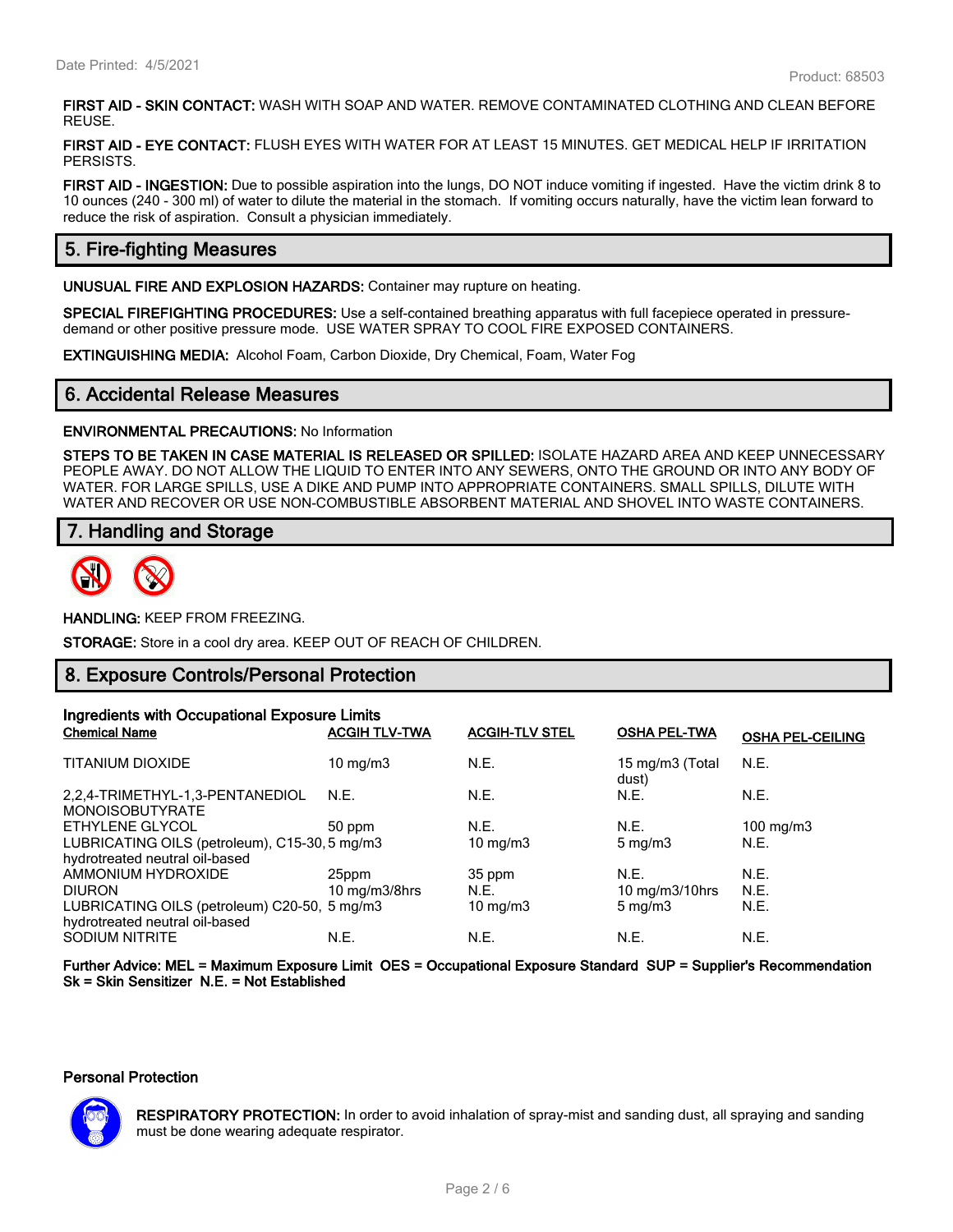**FIRST AID - SKIN CONTACT:** WASH WITH SOAP AND WATER. REMOVE CONTAMINATED CLOTHING AND CLEAN BEFORE REUSE.

**FIRST AID - EYE CONTACT:** FLUSH EYES WITH WATER FOR AT LEAST 15 MINUTES. GET MEDICAL HELP IF IRRITATION PERSISTS.

**FIRST AID - INGESTION:** Due to possible aspiration into the lungs, DO NOT induce vomiting if ingested. Have the victim drink 8 to 10 ounces (240 - 300 ml) of water to dilute the material in the stomach. If vomiting occurs naturally, have the victim lean forward to reduce the risk of aspiration. Consult a physician immediately.

## 5. Fire-fighting Measures

**UNUSUAL FIRE AND EXPLOSION HAZARDS:** Container may rupture on heating.

**SPECIAL FIREFIGHTING PROCEDURES:** Use a self-contained breathing apparatus with full facepiece operated in pressure-demand or other positive pressure mode. USE WATER SPRAY TO COOL FIRE EXPOSED CONTAINERS.

**EXTINGUISHING MEDIA:** Alcohol Foam, Carbon Dioxide, Dry Chemical, Foam, Water Fog

## 6. Accidental Release Measures

**ENVIRONMENTAL PRECAUTIONS:** No Information

**STEPS TO BE TAKEN IN CASE MATERIAL IS RELEASED OR SPILLED:** ISOLATE HAZARD AREA AND KEEP UNNECESSARY PEOPLE AWAY. DO NOT ALLOW THE LIQUID TO ENTER INTO ANY SEWERS, ONTO THE GROUND OR INTO ANY BODY OF WATER. FOR LARGE SPILLS, USE A DIKE AND PUMP INTO APPROPRIATE CONTAINERS. SMALL SPILLS, DILUTE WITH WATER AND RECOVER OR USE NON-COMBUSTIBLE ABSORBENT MATERIAL AND SHOVEL INTO WASTE CONTAINERS.

## 7. Handling and Storage

**HANDLING:** KEEP FROM FREEZING.

**STORAGE:** Store in a cool dry area. KEEP OUT OF REACH OF CHILDREN.

## 8. Exposure Controls/Personal Protection

**Ingredients with Occupational Exposure Limits**

| Chemical Name | ACGIH TLV-TWA | ACGIH-TLV STEL | OSHA PEL-TWA | OSHA PEL-CEILING |
|---|---|---|---|---|
| TITANIUM DIOXIDE | 10 mg/m3 | N.E. | 15 mg/m3 (Total dust) | N.E. |
| 2,2,4-TRIMETHYL-1,3-PENTANEDIOL MONOISOBUTYRATE | N.E. | N.E. | N.E. | N.E. |
| ETHYLENE GLYCOL | 50 ppm | N.E. | N.E. | 100 mg/m3 |
| LUBRICATING OILS (petroleum), C15-30, hydrotreated neutral oil-based | 5 mg/m3 | 10 mg/m3 | 5 mg/m3 | N.E. |
| AMMONIUM HYDROXIDE | 25ppm | 35 ppm | N.E. | N.E. |
| DIURON | 10 mg/m3/8hrs | N.E. | 10 mg/m3/10hrs | N.E. |
| LUBRICATING OILS (petroleum) C20-50, hydrotreated neutral oil-based | 5 mg/m3 | 10 mg/m3 | 5 mg/m3 | N.E. |
| SODIUM NITRITE | N.E. | N.E. | N.E. | N.E. |

**Further Advice: MEL = Maximum Exposure Limit OES = Occupational Exposure Standard SUP = Supplier's Recommendation Sk = Skin Sensitizer N.E. = Not Established**

### Personal Protection

**RESPIRATORY PROTECTION:** In order to avoid inhalation of spray-mist and sanding dust, all spraying and sanding must be done wearing adequate respirator.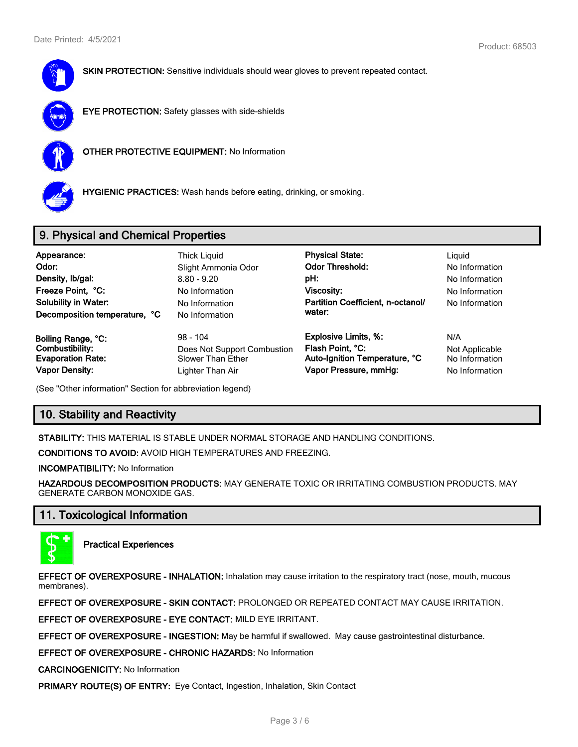**SKIN PROTECTION:** Sensitive individuals should wear gloves to prevent repeated contact.

**EYE PROTECTION:** Safety glasses with side-shields

**OTHER PROTECTIVE EQUIPMENT:** No Information

**HYGIENIC PRACTICES:** Wash hands before eating, drinking, or smoking.

## 9. Physical and Chemical Properties

| | | | |
|---|---|---|---|
| **Appearance:** | Thick Liquid | **Physical State:** | Liquid |
| **Odor:** | Slight Ammonia Odor | **Odor Threshold:** | No Information |
| **Density, lb/gal:** | 8.80 - 9.20 | **pH:** | No Information |
| **Freeze Point, °C:** | No Information | **Viscosity:** | No Information |
| **Solubility in Water:** | No Information | **Partition Coefficient, n-octanol/ water:** | No Information |
| **Decomposition temperature, °C** | No Information | | |
| **Boiling Range, °C:** | 98 - 104 | **Explosive Limits, %:** | N/A |
| **Combustibility:** | Does Not Support Combustion | **Flash Point, °C:** | Not Applicable |
| **Evaporation Rate:** | Slower Than Ether | **Auto-Ignition Temperature, °C** | No Information |
| **Vapor Density:** | Lighter Than Air | **Vapor Pressure, mmHg:** | No Information |

(See "Other information" Section for abbreviation legend)

## 10. Stability and Reactivity

**STABILITY:** THIS MATERIAL IS STABLE UNDER NORMAL STORAGE AND HANDLING CONDITIONS.

**CONDITIONS TO AVOID:** AVOID HIGH TEMPERATURES AND FREEZING.

**INCOMPATIBILITY:** No Information

**HAZARDOUS DECOMPOSITION PRODUCTS:** MAY GENERATE TOXIC OR IRRITATING COMBUSTION PRODUCTS. MAY GENERATE CARBON MONOXIDE GAS.

## 11. Toxicological Information

**Practical Experiences**

**EFFECT OF OVEREXPOSURE - INHALATION:** Inhalation may cause irritation to the respiratory tract (nose, mouth, mucous membranes).

**EFFECT OF OVEREXPOSURE - SKIN CONTACT:** PROLONGED OR REPEATED CONTACT MAY CAUSE IRRITATION.

**EFFECT OF OVEREXPOSURE - EYE CONTACT:** MILD EYE IRRITANT.

**EFFECT OF OVEREXPOSURE - INGESTION:** May be harmful if swallowed. May cause gastrointestinal disturbance.

**EFFECT OF OVEREXPOSURE - CHRONIC HAZARDS:** No Information

**CARCINOGENICITY:** No Information

**PRIMARY ROUTE(S) OF ENTRY:** Eye Contact, Ingestion, Inhalation, Skin Contact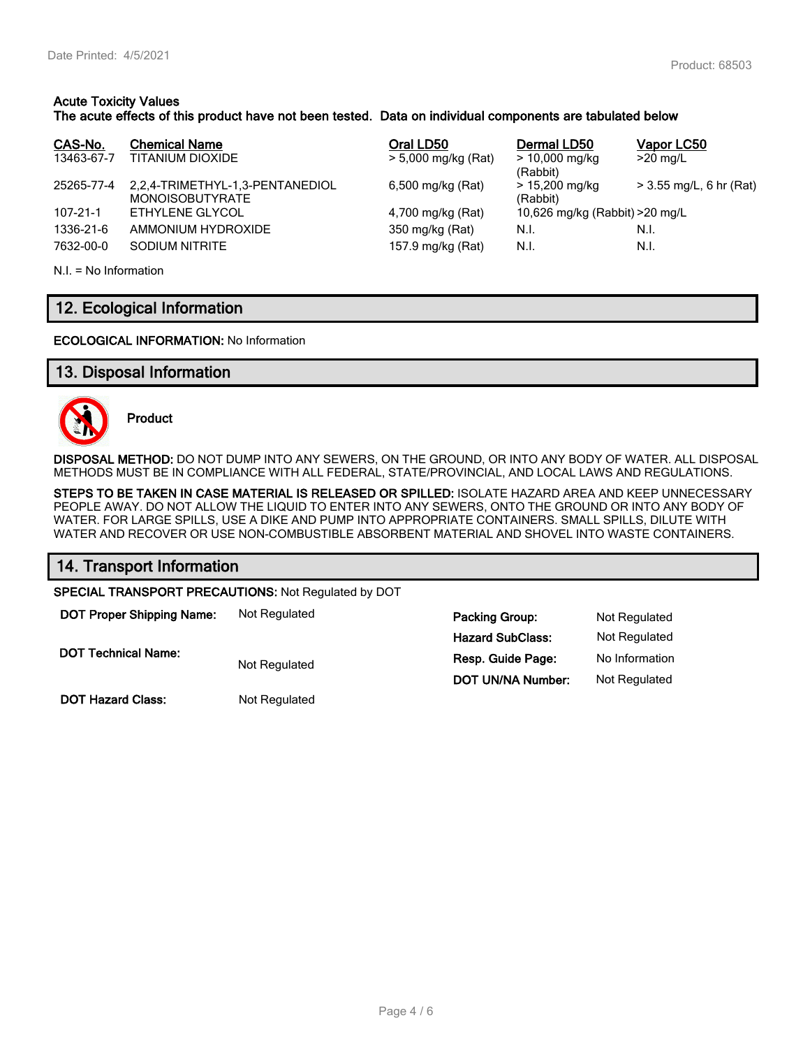**Acute Toxicity Values**
**The acute effects of this product have not been tested. Data on individual components are tabulated below**

| CAS-No. | Chemical Name | Oral LD50 | Dermal LD50 | Vapor LC50 |
|---|---|---|---|---|
| 13463-67-7 | TITANIUM DIOXIDE | > 5,000 mg/kg (Rat) | > 10,000 mg/kg (Rabbit) | >20 mg/L |
| 25265-77-4 | 2,2,4-TRIMETHYL-1,3-PENTANEDIOL MONOISOBUTYRATE | 6,500 mg/kg (Rat) | > 15,200 mg/kg (Rabbit) | > 3.55 mg/L, 6 hr (Rat) |
| 107-21-1 | ETHYLENE GLYCOL | 4,700 mg/kg (Rat) | 10,626 mg/kg (Rabbit) | >20 mg/L |
| 1336-21-6 | AMMONIUM HYDROXIDE | 350 mg/kg (Rat) | N.I. | N.I. |
| 7632-00-0 | SODIUM NITRITE | 157.9 mg/kg (Rat) | N.I. | N.I. |

N.I. = No Information

## 12. Ecological Information

**ECOLOGICAL INFORMATION:** No Information

## 13. Disposal Information

**Product**

**DISPOSAL METHOD:** DO NOT DUMP INTO ANY SEWERS, ON THE GROUND, OR INTO ANY BODY OF WATER. ALL DISPOSAL METHODS MUST BE IN COMPLIANCE WITH ALL FEDERAL, STATE/PROVINCIAL, AND LOCAL LAWS AND REGULATIONS.

**STEPS TO BE TAKEN IN CASE MATERIAL IS RELEASED OR SPILLED:** ISOLATE HAZARD AREA AND KEEP UNNECESSARY PEOPLE AWAY. DO NOT ALLOW THE LIQUID TO ENTER INTO ANY SEWERS, ONTO THE GROUND OR INTO ANY BODY OF WATER. FOR LARGE SPILLS, USE A DIKE AND PUMP INTO APPROPRIATE CONTAINERS. SMALL SPILLS, DILUTE WITH WATER AND RECOVER OR USE NON-COMBUSTIBLE ABSORBENT MATERIAL AND SHOVEL INTO WASTE CONTAINERS.

## 14. Transport Information

**SPECIAL TRANSPORT PRECAUTIONS:** Not Regulated by DOT

**DOT Proper Shipping Name:** Not Regulated

**DOT Technical Name:** Not Regulated

**DOT Hazard Class:** Not Regulated

**Packing Group:** Not Regulated

**Hazard SubClass:** Not Regulated

**Resp. Guide Page:** No Information

**DOT UN/NA Number:** Not Regulated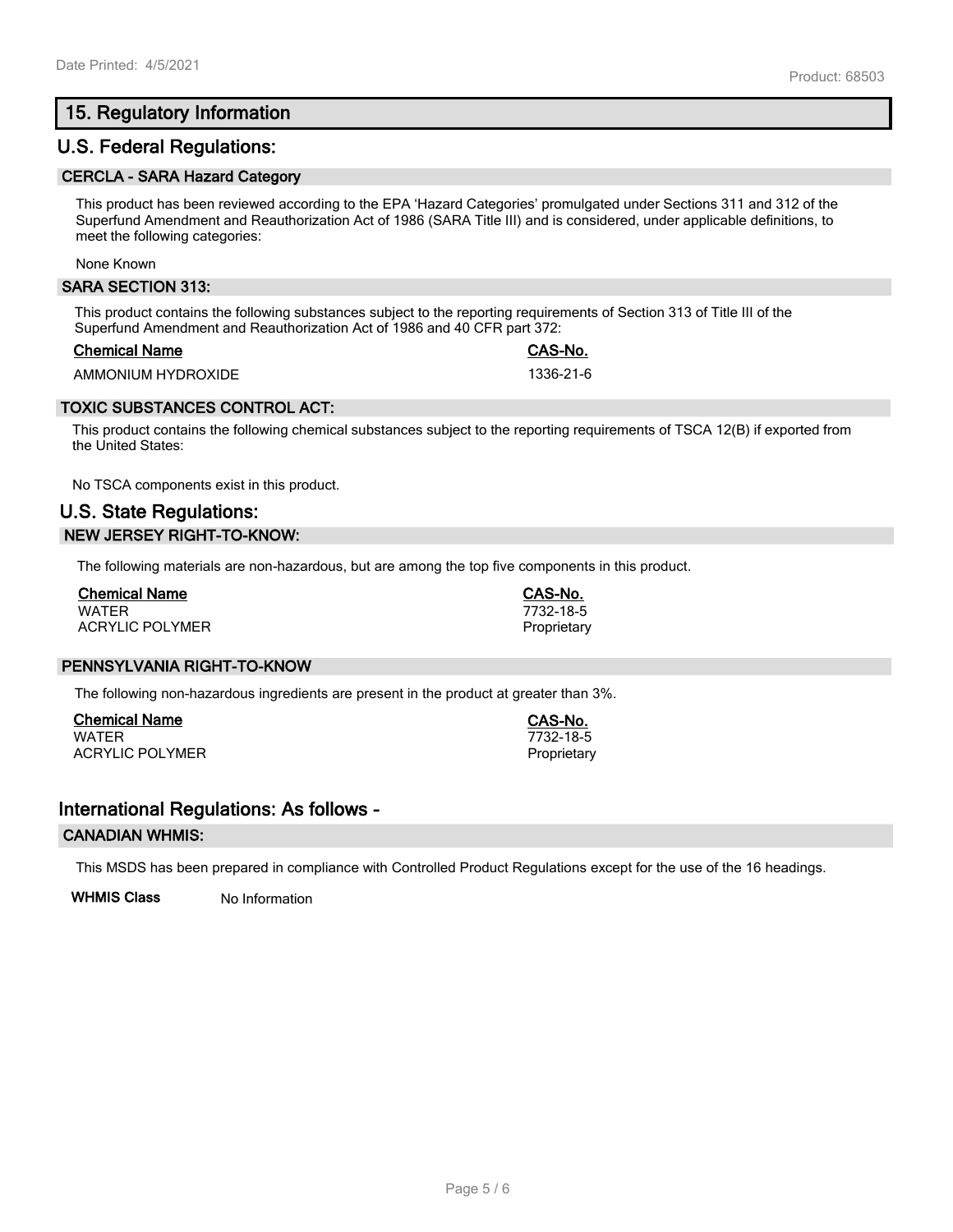## 15. Regulatory Information

## U.S. Federal Regulations:

### CERCLA - SARA Hazard Category

This product has been reviewed according to the EPA 'Hazard Categories' promulgated under Sections 311 and 312 of the Superfund Amendment and Reauthorization Act of 1986 (SARA Title III) and is considered, under applicable definitions, to meet the following categories:

None Known

### SARA SECTION 313:

This product contains the following substances subject to the reporting requirements of Section 313 of Title III of the Superfund Amendment and Reauthorization Act of 1986 and 40 CFR part 372:

| Chemical Name | CAS-No. |
|---|---|
| AMMONIUM HYDROXIDE | 1336-21-6 |

### TOXIC SUBSTANCES CONTROL ACT:

This product contains the following chemical substances subject to the reporting requirements of TSCA 12(B) if exported from the United States:

No TSCA components exist in this product.

## U.S. State Regulations:

### NEW JERSEY RIGHT-TO-KNOW:

The following materials are non-hazardous, but are among the top five components in this product.

| Chemical Name | CAS-No. |
|---|---|
| WATER | 7732-18-5 |
| ACRYLIC POLYMER | Proprietary |

### PENNSYLVANIA RIGHT-TO-KNOW

The following non-hazardous ingredients are present in the product at greater than 3%.

| Chemical Name | CAS-No. |
|---|---|
| WATER | 7732-18-5 |
| ACRYLIC POLYMER | Proprietary |

## International Regulations: As follows -

### CANADIAN WHMIS:

This MSDS has been prepared in compliance with Controlled Product Regulations except for the use of the 16 headings.

**WHMIS Class** No Information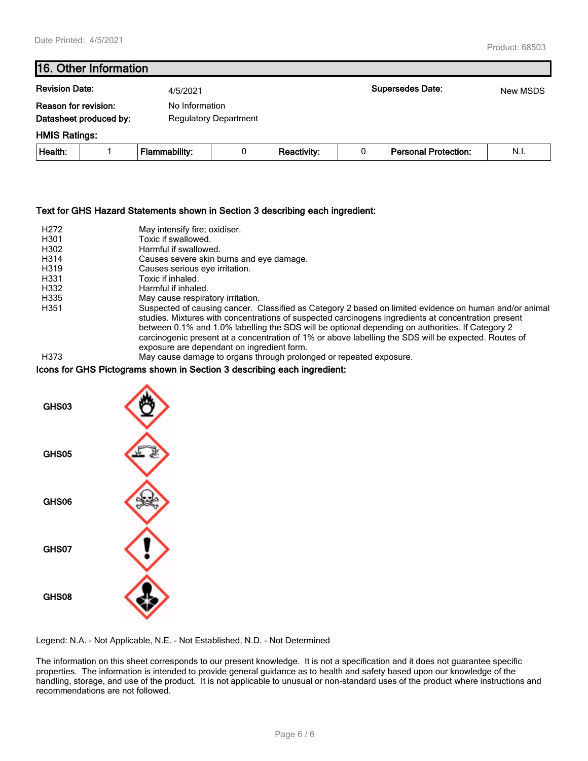## 16. Other Information

| | | | |
|---|---|---|---|
| **Revision Date:** | 4/5/2021 | **Supersedes Date:** | New MSDS |
| **Reason for revision:** | No Information | | |
| **Datasheet produced by:** | Regulatory Department | | |

**HMIS Ratings:**

| | | | | | | | |
|---|---|---|---|---|---|---|---|
| **Health:** | 1 | **Flammability:** | 0 | **Reactivity:** | 0 | **Personal Protection:** | N.I. |

**Text for GHS Hazard Statements shown in Section 3 describing each ingredient:**

| | |
|---|---|
| H272 | May intensify fire; oxidiser. |
| H301 | Toxic if swallowed. |
| H302 | Harmful if swallowed. |
| H314 | Causes severe skin burns and eye damage. |
| H319 | Causes serious eye irritation. |
| H331 | Toxic if inhaled. |
| H332 | Harmful if inhaled. |
| H335 | May cause respiratory irritation. |
| H351 | Suspected of causing cancer. Classified as Category 2 based on limited evidence on human and/or animal studies. Mixtures with concentrations of suspected carcinogens ingredients at concentration present between 0.1% and 1.0% labelling the SDS will be optional depending on authorities. If Category 2 carcinogenic present at a concentration of 1% or above labelling the SDS will be expected. Routes of exposure are dependant on ingredient form. |
| H373 | May cause damage to organs through prolonged or repeated exposure. |

**Icons for GHS Pictograms shown in Section 3 describing each ingredient:**

GHS03

GHS05

GHS06

GHS07

GHS08

Legend: N.A. - Not Applicable, N.E. - Not Established, N.D. - Not Determined

The information on this sheet corresponds to our present knowledge. It is not a specification and it does not guarantee specific properties. The information is intended to provide general guidance as to health and safety based upon our knowledge of the handling, storage, and use of the product. It is not applicable to unusual or non-standard uses of the product where instructions and recommendations are not followed.